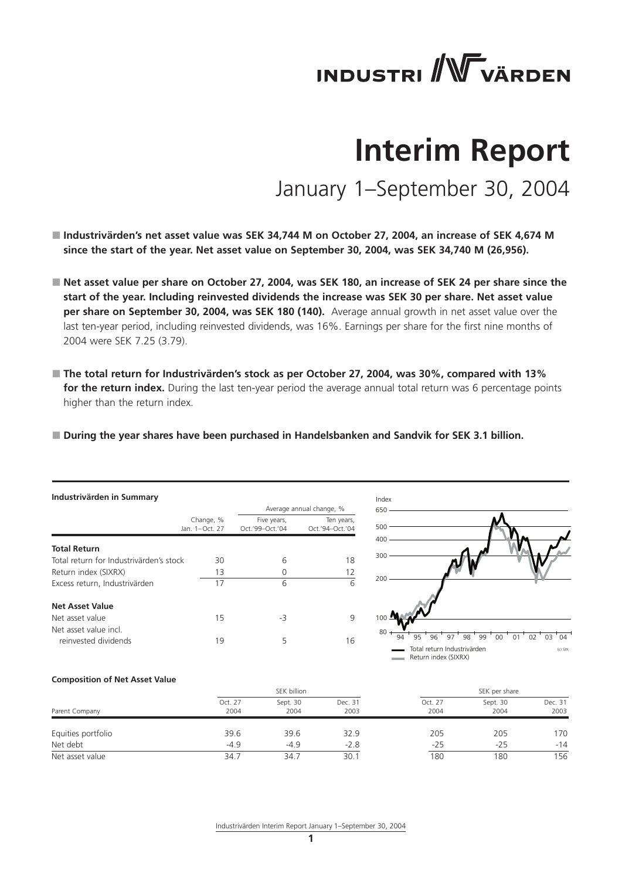# INDUSTRIVÄRDEN

# Interim Report

## January 1–September 30, 2004

- **Industrivärden's net asset value was SEK 34,744 M on October 27, 2004, an increase of SEK 4,674 M since the start of the year. Net asset value on September 30, 2004, was SEK 34,740 M (26,956).**

- **Net asset value per share on October 27, 2004, was SEK 180, an increase of SEK 24 per share since the start of the year. Including reinvested dividends the increase was SEK 30 per share. Net asset value per share on September 30, 2004, was SEK 180 (140).** Average annual growth in net asset value over the last ten-year period, including reinvested dividends, was 16%. Earnings per share for the first nine months of 2004 were SEK 7.25 (3.79).

- **The total return for Industrivärden's stock as per October 27, 2004, was 30%, compared with 13% for the return index.** During the last ten-year period the average annual total return was 6 percentage points higher than the return index.

- **During the year shares have been purchased in Handelsbanken and Sandvik for SEK 3.1 billion.**

**Industrivärden in Summary**

| | Change, % Jan. 1–Oct. 27 | Average annual change, % Five years, Oct.'99–Oct.'04 | Ten years, Oct.'94–Oct.'04 |
|---|---|---|---|
| **Total Return** | | | |
| Total return for Industrivärden's stock | 30 | 6 | 18 |
| Return index (SIXRX) | 13 | 0 | 12 |
| Excess return, Industrivärden | 17 | 6 | 6 |
| **Net Asset Value** | | | |
| Net asset value | 15 | -3 | 9 |
| Net asset value incl. reinvested dividends | 19 | 5 | 16 |

Total return Industrivärden
Return index (SIXRX)

**Composition of Net Asset Value**

| Parent Company | SEK billion Oct. 27 2004 | Sept. 30 2004 | Dec. 31 2003 | SEK per share Oct. 27 2004 | Sept. 30 2004 | Dec. 31 2003 |
|---|---|---|---|---|---|---|
| Equities portfolio | 39.6 | 39.6 | 32.9 | 205 | 205 | 170 |
| Net debt | -4.9 | -4.9 | -2.8 | -25 | -25 | -14 |
| Net asset value | 34.7 | 34.7 | 30.1 | 180 | 180 | 156 |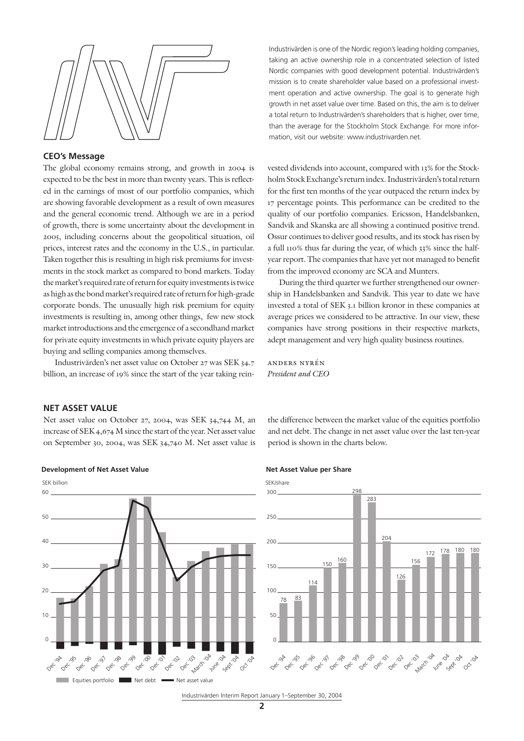Industrivärden is one of the Nordic region's leading holding companies, taking an active ownership role in a concentrated selection of listed Nordic companies with good development potential. Industrivärden's mission is to create shareholder value based on a professional investment operation and active ownership. The goal is to generate high growth in net asset value over time. Based on this, the aim is to deliver a total return to Industrivärden's shareholders that is higher, over time, than the average for the Stockholm Stock Exchange. For more information, visit our website: www.industrivarden.net.

## CEO's Message

The global economy remains strong, and growth in 2004 is expected to be the best in more than twenty years. This is reflected in the earnings of most of our portfolio companies, which are showing favorable development as a result of own measures and the general economic trend. Although we are in a period of growth, there is some uncertainty about the development in 2005, including concerns about the geopolitical situation, oil prices, interest rates and the economy in the U.S., in particular. Taken together this is resulting in high risk premiums for investments in the stock market as compared to bond markets. Today the market's required rate of return for equity investments is twice as high as the bond market's required rate of return for high-grade corporate bonds. The unusually high risk premium for equity investments is resulting in, among other things, few new stock market introductions and the emergence of a secondhand market for private equity investments in which private equity players are buying and selling companies among themselves.

Industrivärden's net asset value on October 27 was SEK 34.7 billion, an increase of 19% since the start of the year taking reinvested dividends into account, compared with 13% for the Stockholm Stock Exchange's return index. Industrivärden's total return for the first ten months of the year outpaced the return index by 17 percentage points. This performance can be credited to the quality of our portfolio companies. Ericsson, Handelsbanken, Sandvik and Skanska are all showing a continued positive trend. Ossur continues to deliver good results, and its stock has risen by a full 110% thus far during the year, of which 33% since the half-year report. The companies that have yet not managed to benefit from the improved economy are SCA and Munters.

During the third quarter we further strengthened our ownership in Handelsbanken and Sandvik. This year to date we have invested a total of SEK 3.1 billion kronor in these companies at average prices we considered to be attractive. In our view, these companies have strong positions in their respective markets, adept management and very high quality business routines.

ANDERS NYRÉN
*President and CEO*

## NET ASSET VALUE

Net asset value on October 27, 2004, was SEK 34,744 M, an increase of SEK 4,674 M since the start of the year. Net asset value on September 30, 2004, was SEK 34,740 M. Net asset value is the difference between the market value of the equities portfolio and net debt. The change in net asset value over the last ten-year period is shown in the charts below.

**Development of Net Asset Value**

SEK billion

Equities portfolio | Net debt | Net asset value

**Net Asset Value per Share**

SEK/share

| Dec '94 | Dec '95 | Dec '96 | Dec '97 | Dec '98 | Dec '99 | Dec '00 | Dec '01 | Dec '02 | Dec '03 | March '04 | June '04 | Sept '04 | Oct '04 |
|---|---|---|---|---|---|---|---|---|---|---|---|---|---|
| 78 | 83 | 114 | 150 | 160 | 298 | 283 | 204 | 126 | 156 | 172 | 178 | 180 | 180 |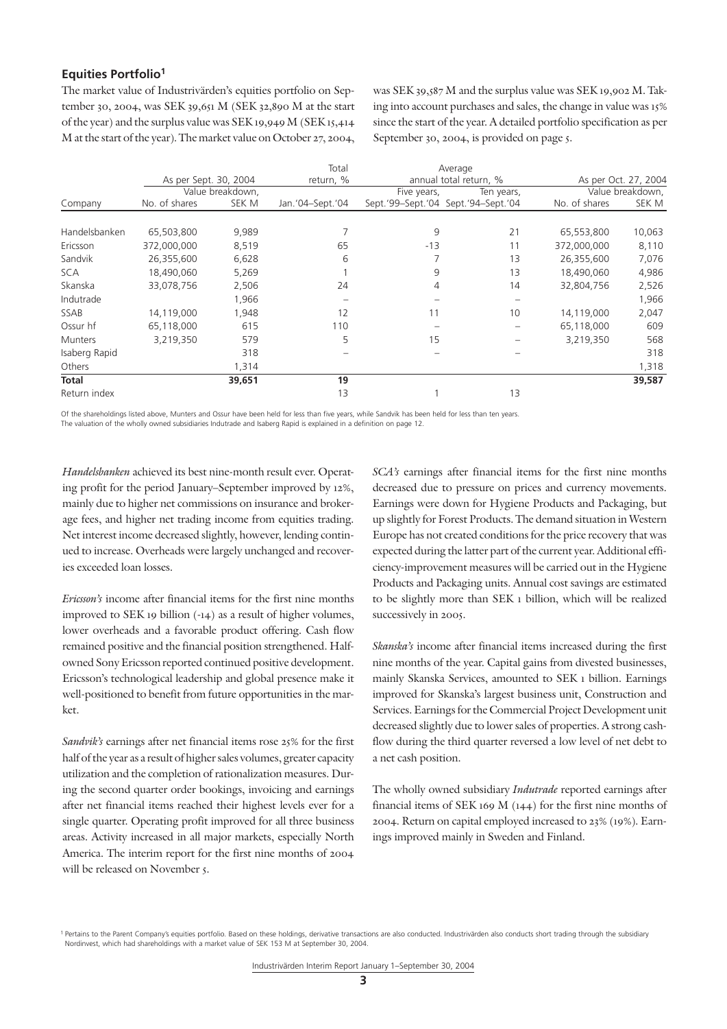## Equities Portfolio[1]

The market value of Industrivärden's equities portfolio on September 30, 2004, was SEK 39,651 M (SEK 32,890 M at the start of the year) and the surplus value was SEK 19,949 M (SEK 15,414 M at the start of the year). The market value on October 27, 2004, was SEK 39,587 M and the surplus value was SEK 19,902 M. Taking into account purchases and sales, the change in value was 15% since the start of the year. A detailed portfolio specification as per September 30, 2004, is provided on page 5.

| | As per Sept. 30, 2004 | | Total return, % | Average annual total return, % | | As per Oct. 27, 2004 | |
|---|---|---|---|---|---|---|---|
| Company | No. of shares | Value breakdown, SEK M | Jan.'04–Sept.'04 | Five years, Sept.'99–Sept.'04 | Ten years, Sept.'94–Sept.'04 | No. of shares | Value breakdown, SEK M |
| Handelsbanken | 65,503,800 | 9,989 | 7 | 9 | 21 | 65,553,800 | 10,063 |
| Ericsson | 372,000,000 | 8,519 | 65 | -13 | 11 | 372,000,000 | 8,110 |
| Sandvik | 26,355,600 | 6,628 | 6 | 7 | 13 | 26,355,600 | 7,076 |
| SCA | 18,490,060 | 5,269 | 1 | 9 | 13 | 18,490,060 | 4,986 |
| Skanska | 33,078,756 | 2,506 | 24 | 4 | 14 | 32,804,756 | 2,526 |
| Indutrade | | 1,966 | – | – | – | | 1,966 |
| SSAB | 14,119,000 | 1,948 | 12 | 11 | 10 | 14,119,000 | 2,047 |
| Ossur hf | 65,118,000 | 615 | 110 | – | – | 65,118,000 | 609 |
| Munters | 3,219,350 | 579 | 5 | 15 | – | 3,219,350 | 568 |
| Isaberg Rapid | | 318 | – | – | – | | 318 |
| Others | | 1,314 | | | | | 1,318 |
| **Total** | | **39,651** | **19** | | | | **39,587** |
| Return index | | | 13 | 1 | 13 | | |

Of the shareholdings listed above, Munters and Ossur have been held for less than five years, while Sandvik has been held for less than ten years.
The valuation of the wholly owned subsidiaries Indutrade and Isaberg Rapid is explained in a definition on page 12.

*Handelsbanken* achieved its best nine-month result ever. Operating profit for the period January–September improved by 12%, mainly due to higher net commissions on insurance and brokerage fees, and higher net trading income from equities trading. Net interest income decreased slightly, however, lending continued to increase. Overheads were largely unchanged and recoveries exceeded loan losses.

*Ericsson's* income after financial items for the first nine months improved to SEK 19 billion (-14) as a result of higher volumes, lower overheads and a favorable product offering. Cash flow remained positive and the financial position strengthened. Half-owned Sony Ericsson reported continued positive development. Ericsson's technological leadership and global presence make it well-positioned to benefit from future opportunities in the market.

*Sandvik's* earnings after net financial items rose 25% for the first half of the year as a result of higher sales volumes, greater capacity utilization and the completion of rationalization measures. During the second quarter order bookings, invoicing and earnings after net financial items reached their highest levels ever for a single quarter. Operating profit improved for all three business areas. Activity increased in all major markets, especially North America. The interim report for the first nine months of 2004 will be released on November 5.

*SCA's* earnings after financial items for the first nine months decreased due to pressure on prices and currency movements. Earnings were down for Hygiene Products and Packaging, but up slightly for Forest Products. The demand situation in Western Europe has not created conditions for the price recovery that was expected during the latter part of the current year. Additional efficiency-improvement measures will be carried out in the Hygiene Products and Packaging units. Annual cost savings are estimated to be slightly more than SEK 1 billion, which will be realized successively in 2005.

*Skanska's* income after financial items increased during the first nine months of the year. Capital gains from divested businesses, mainly Skanska Services, amounted to SEK 1 billion. Earnings improved for Skanska's largest business unit, Construction and Services. Earnings for the Commercial Project Development unit decreased slightly due to lower sales of properties. A strong cashflow during the third quarter reversed a low level of net debt to a net cash position.

The wholly owned subsidiary *Indutrade* reported earnings after financial items of SEK 169 M (144) for the first nine months of 2004. Return on capital employed increased to 23% (19%). Earnings improved mainly in Sweden and Finland.

[1] Pertains to the Parent Company's equities portfolio. Based on these holdings, derivative transactions are also conducted. Industrivärden also conducts short trading through the subsidiary Nordinvest, which had shareholdings with a market value of SEK 153 M at September 30, 2004.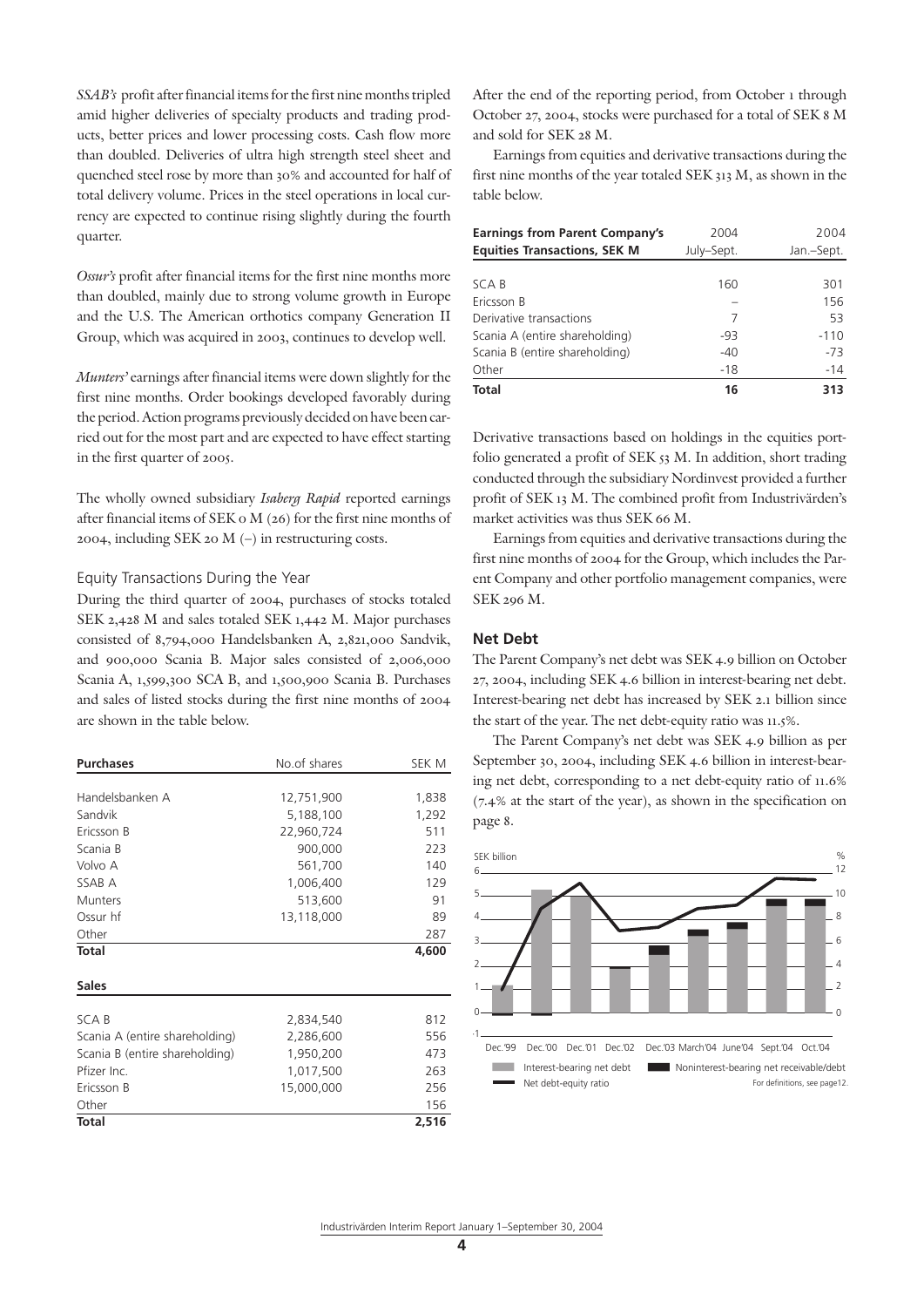*SSAB's* profit after financial items for the first nine months tripled amid higher deliveries of specialty products and trading products, better prices and lower processing costs. Cash flow more than doubled. Deliveries of ultra high strength steel sheet and quenched steel rose by more than 30% and accounted for half of total delivery volume. Prices in the steel operations in local currency are expected to continue rising slightly during the fourth quarter.

*Ossur's* profit after financial items for the first nine months more than doubled, mainly due to strong volume growth in Europe and the U.S. The American orthotics company Generation II Group, which was acquired in 2003, continues to develop well.

*Munters'* earnings after financial items were down slightly for the first nine months. Order bookings developed favorably during the period. Action programs previously decided on have been carried out for the most part and are expected to have effect starting in the first quarter of 2005.

The wholly owned subsidiary *Isaberg Rapid* reported earnings after financial items of SEK 0 M (26) for the first nine months of 2004, including SEK 20 M (–) in restructuring costs.

## Equity Transactions During the Year

During the third quarter of 2004, purchases of stocks totaled SEK 2,428 M and sales totaled SEK 1,442 M. Major purchases consisted of 8,794,000 Handelsbanken A, 2,821,000 Sandvik, and 900,000 Scania B. Major sales consisted of 2,006,000 Scania A, 1,599,300 SCA B, and 1,500,900 Scania B. Purchases and sales of listed stocks during the first nine months of 2004 are shown in the table below.

| **Purchases** | No.of shares | SEK M |
|---|---|---|
| Handelsbanken A | 12,751,900 | 1,838 |
| Sandvik | 5,188,100 | 1,292 |
| Ericsson B | 22,960,724 | 511 |
| Scania B | 900,000 | 223 |
| Volvo A | 561,700 | 140 |
| SSAB A | 1,006,400 | 129 |
| Munters | 513,600 | 91 |
| Ossur hf | 13,118,000 | 89 |
| Other | | 287 |
| **Total** | | **4,600** |

| **Sales** | | |
|---|---|---|
| SCA B | 2,834,540 | 812 |
| Scania A (entire shareholding) | 2,286,600 | 556 |
| Scania B (entire shareholding) | 1,950,200 | 473 |
| Pfizer Inc. | 1,017,500 | 263 |
| Ericsson B | 15,000,000 | 256 |
| Other | | 156 |
| **Total** | | **2,516** |

After the end of the reporting period, from October 1 through October 27, 2004, stocks were purchased for a total of SEK 8 M and sold for SEK 28 M.

Earnings from equities and derivative transactions during the first nine months of the year totaled SEK 313 M, as shown in the table below.

| **Earnings from Parent Company's Equities Transactions, SEK M** | 2004 July–Sept. | 2004 Jan.–Sept. |
|---|---|---|
| SCA B | 160 | 301 |
| Ericsson B | – | 156 |
| Derivative transactions | 7 | 53 |
| Scania A (entire shareholding) | -93 | -110 |
| Scania B (entire shareholding) | -40 | -73 |
| Other | -18 | -14 |
| **Total** | **16** | **313** |

Derivative transactions based on holdings in the equities portfolio generated a profit of SEK 53 M. In addition, short trading conducted through the subsidiary Nordinvest provided a further profit of SEK 13 M. The combined profit from Industrivärden's market activities was thus SEK 66 M.

Earnings from equities and derivative transactions during the first nine months of 2004 for the Group, which includes the Parent Company and other portfolio management companies, were SEK 296 M.

### Net Debt

The Parent Company's net debt was SEK 4.9 billion on October 27, 2004, including SEK 4.6 billion in interest-bearing net debt. Interest-bearing net debt has increased by SEK 2.1 billion since the start of the year. The net debt-equity ratio was 11.5%.

The Parent Company's net debt was SEK 4.9 billion as per September 30, 2004, including SEK 4.6 billion in interest-bearing net debt, corresponding to a net debt-equity ratio of 11.6% (7.4% at the start of the year), as shown in the specification on page 8.

Interest-bearing net debt; Noninterest-bearing net receivable/debt; Net debt-equity ratio. For definitions, see page12.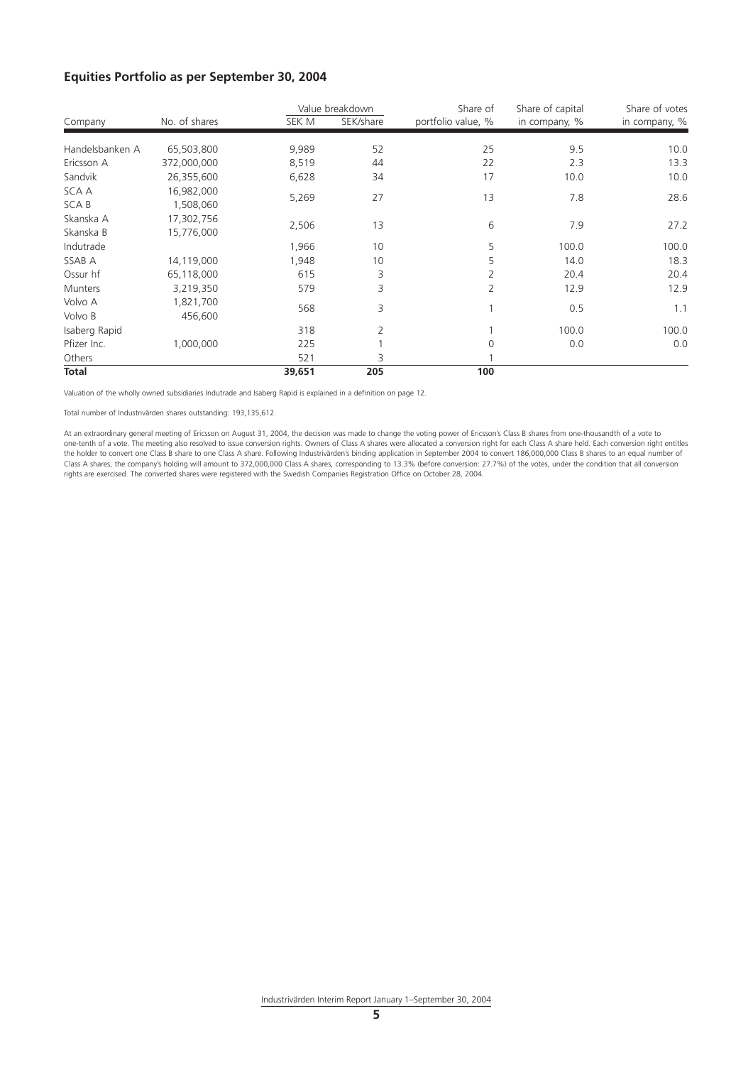## Equities Portfolio as per September 30, 2004

| Company | No. of shares | Value breakdown | | Share of portfolio value, % | Share of capital in company, % | Share of votes in company, % |
|---|---|---|---|---|---|---|
| | | SEK M | SEK/share | | | |
| Handelsbanken A | 65,503,800 | 9,989 | 52 | 25 | 9.5 | 10.0 |
| Ericsson A | 372,000,000 | 8,519 | 44 | 22 | 2.3 | 13.3 |
| Sandvik | 26,355,600 | 6,628 | 34 | 17 | 10.0 | 10.0 |
| SCA A<br>SCA B | 16,982,000<br>1,508,060 | 5,269 | 27 | 13 | 7.8 | 28.6 |
| Skanska A<br>Skanska B | 17,302,756<br>15,776,000 | 2,506 | 13 | 6 | 7.9 | 27.2 |
| Indutrade | | 1,966 | 10 | 5 | 100.0 | 100.0 |
| SSAB A | 14,119,000 | 1,948 | 10 | 5 | 14.0 | 18.3 |
| Ossur hf | 65,118,000 | 615 | 3 | 2 | 20.4 | 20.4 |
| Munters | 3,219,350 | 579 | 3 | 2 | 12.9 | 12.9 |
| Volvo A<br>Volvo B | 1,821,700<br>456,600 | 568 | 3 | 1 | 0.5 | 1.1 |
| Isaberg Rapid | | 318 | 2 | 1 | 100.0 | 100.0 |
| Pfizer Inc. | 1,000,000 | 225 | 1 | 0 | 0.0 | 0.0 |
| Others | | 521 | 3 | 1 | | |
| **Total** | | **39,651** | **205** | **100** | | |

Valuation of the wholly owned subsidiaries Indutrade and Isaberg Rapid is explained in a definition on page 12.

Total number of Industrivärden shares outstanding: 193,135,612.

At an extraordinary general meeting of Ericsson on August 31, 2004, the decision was made to change the voting power of Ericsson's Class B shares from one-thousandth of a vote to one-tenth of a vote. The meeting also resolved to issue conversion rights. Owners of Class A shares were allocated a conversion right for each Class A share held. Each conversion right entitles the holder to convert one Class B share to one Class A share. Following Industrivärden's binding application in September 2004 to convert 186,000,000 Class B shares to an equal number of Class A shares, the company's holding will amount to 372,000,000 Class A shares, corresponding to 13.3% (before conversion: 27.7%) of the votes, under the condition that all conversion rights are exercised. The converted shares were registered with the Swedish Companies Registration Office on October 28, 2004.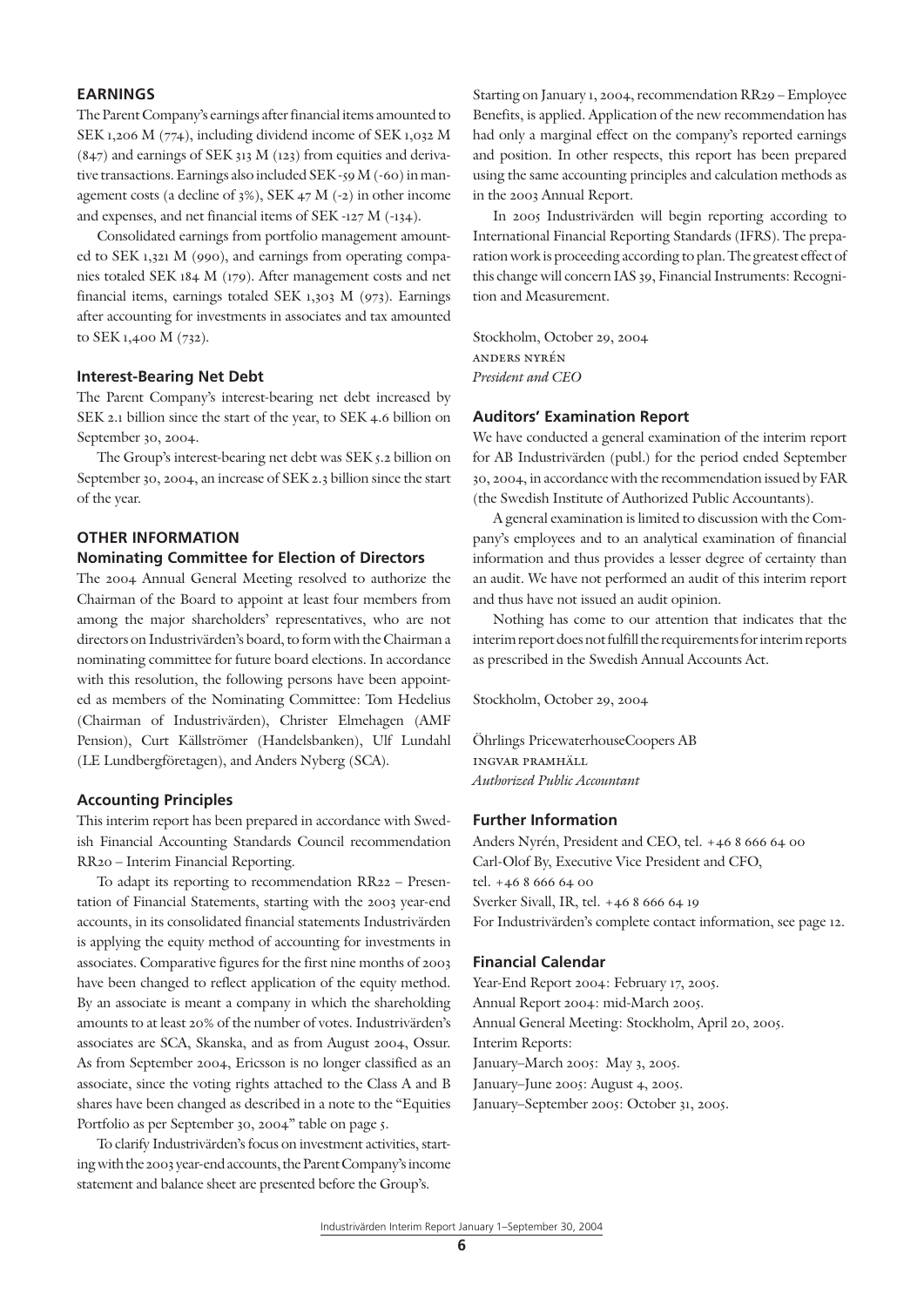## EARNINGS

The Parent Company's earnings after financial items amounted to SEK 1,206 M (774), including dividend income of SEK 1,032 M (847) and earnings of SEK 313 M (123) from equities and derivative transactions. Earnings also included SEK -59 M (-60) in management costs (a decline of 3%), SEK 47 M (-2) in other income and expenses, and net financial items of SEK -127 M (-134).

Consolidated earnings from portfolio management amounted to SEK 1,321 M (990), and earnings from operating companies totaled SEK 184 M (179). After management costs and net financial items, earnings totaled SEK 1,303 M (973). Earnings after accounting for investments in associates and tax amounted to SEK 1,400 M (732).

### Interest-Bearing Net Debt

The Parent Company's interest-bearing net debt increased by SEK 2.1 billion since the start of the year, to SEK 4.6 billion on September 30, 2004.

The Group's interest-bearing net debt was SEK 5.2 billion on September 30, 2004, an increase of SEK 2.3 billion since the start of the year.

## OTHER INFORMATION

### Nominating Committee for Election of Directors

The 2004 Annual General Meeting resolved to authorize the Chairman of the Board to appoint at least four members from among the major shareholders' representatives, who are not directors on Industrivärden's board, to form with the Chairman a nominating committee for future board elections. In accordance with this resolution, the following persons have been appointed as members of the Nominating Committee: Tom Hedelius (Chairman of Industrivärden), Christer Elmehagen (AMF Pension), Curt Källströmer (Handelsbanken), Ulf Lundahl (LE Lundbergföretagen), and Anders Nyberg (SCA).

### Accounting Principles

This interim report has been prepared in accordance with Swedish Financial Accounting Standards Council recommendation RR20 – Interim Financial Reporting.

To adapt its reporting to recommendation RR22 – Presentation of Financial Statements, starting with the 2003 year-end accounts, in its consolidated financial statements Industrivärden is applying the equity method of accounting for investments in associates. Comparative figures for the first nine months of 2003 have been changed to reflect application of the equity method. By an associate is meant a company in which the shareholding amounts to at least 20% of the number of votes. Industrivärden's associates are SCA, Skanska, and as from August 2004, Ossur. As from September 2004, Ericsson is no longer classified as an associate, since the voting rights attached to the Class A and B shares have been changed as described in a note to the "Equities Portfolio as per September 30, 2004" table on page 5.

To clarify Industrivärden's focus on investment activities, starting with the 2003 year-end accounts, the Parent Company's income statement and balance sheet are presented before the Group's.

Starting on January 1, 2004, recommendation RR29 – Employee Benefits, is applied. Application of the new recommendation has had only a marginal effect on the company's reported earnings and position. In other respects, this report has been prepared using the same accounting principles and calculation methods as in the 2003 Annual Report.

In 2005 Industrivärden will begin reporting according to International Financial Reporting Standards (IFRS). The preparation work is proceeding according to plan. The greatest effect of this change will concern IAS 39, Financial Instruments: Recognition and Measurement.

Stockholm, October 29, 2004
ANDERS NYRÉN
*President and CEO*

### Auditors' Examination Report

We have conducted a general examination of the interim report for AB Industrivärden (publ.) for the period ended September 30, 2004, in accordance with the recommendation issued by FAR (the Swedish Institute of Authorized Public Accountants).

A general examination is limited to discussion with the Company's employees and to an analytical examination of financial information and thus provides a lesser degree of certainty than an audit. We have not performed an audit of this interim report and thus have not issued an audit opinion.

Nothing has come to our attention that indicates that the interim report does not fulfill the requirements for interim reports as prescribed in the Swedish Annual Accounts Act.

Stockholm, October 29, 2004

Öhrlings PricewaterhouseCoopers AB
INGVAR PRAMHÄLL
*Authorized Public Accountant*

### Further Information

Anders Nyrén, President and CEO, tel. +46 8 666 64 00
Carl-Olof By, Executive Vice President and CFO,
tel. +46 8 666 64 00
Sverker Sivall, IR, tel. +46 8 666 64 19
For Industrivärden's complete contact information, see page 12.

### Financial Calendar

Year-End Report 2004: February 17, 2005.
Annual Report 2004: mid-March 2005.
Annual General Meeting: Stockholm, April 20, 2005.
Interim Reports:
January–March 2005: May 3, 2005.
January–June 2005: August 4, 2005.
January–September 2005: October 31, 2005.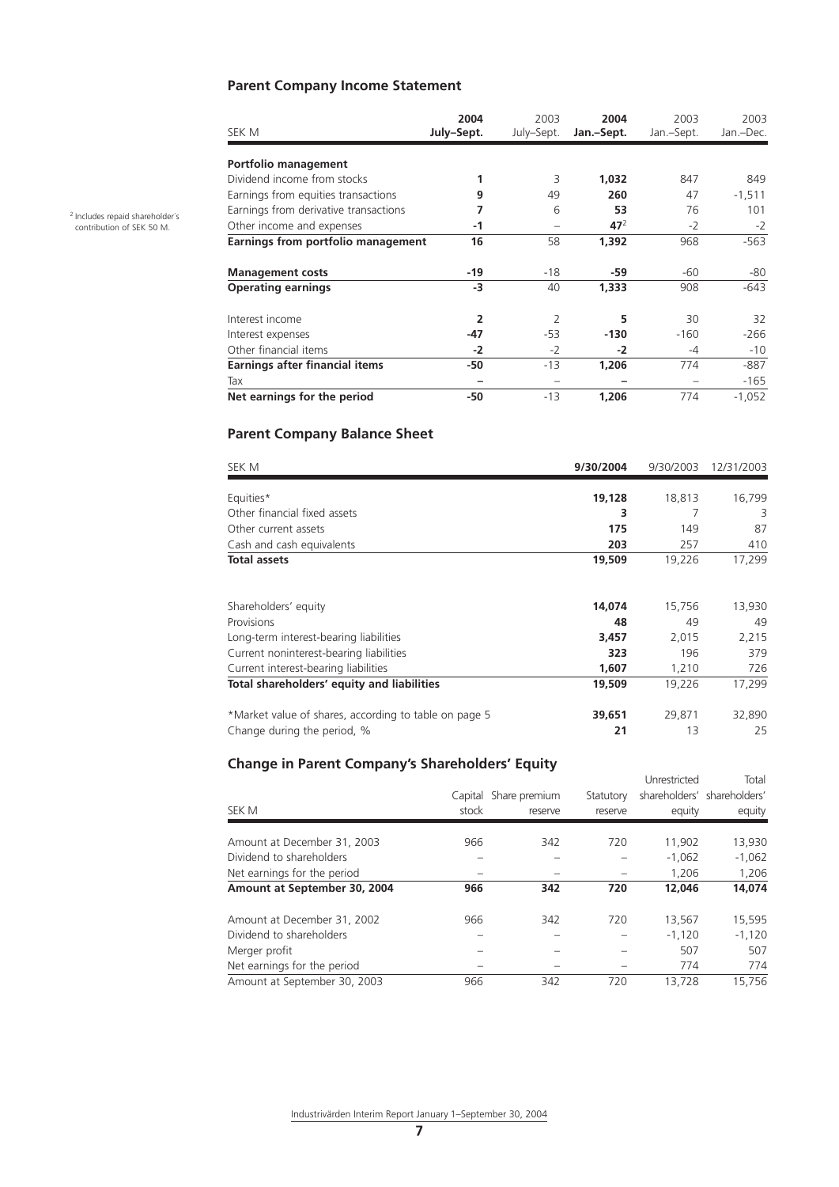## Parent Company Income Statement

| SEK M | 2004 July–Sept. | 2003 July–Sept. | 2004 Jan.–Sept. | 2003 Jan.–Sept. | 2003 Jan.–Dec. |
|---|---|---|---|---|---|
| **Portfolio management** | | | | | |
| Dividend income from stocks | **1** | 3 | **1,032** | 847 | 849 |
| Earnings from equities transactions | **9** | 49 | **260** | 47 | -1,511 |
| Earnings from derivative transactions | **7** | 6 | **53** | 76 | 101 |
| Other income and expenses | **-1** | – | **47**[2] | -2 | -2 |
| **Earnings from portfolio management** | **16** | 58 | **1,392** | 968 | -563 |
| **Management costs** | **-19** | -18 | **-59** | -60 | -80 |
| **Operating earnings** | **-3** | 40 | **1,333** | 908 | -643 |
| Interest income | **2** | 2 | **5** | 30 | 32 |
| Interest expenses | **-47** | -53 | **-130** | -160 | -266 |
| Other financial items | **-2** | -2 | **-2** | -4 | -10 |
| **Earnings after financial items** | **-50** | -13 | **1,206** | 774 | -887 |
| Tax | **–** | – | **–** | – | -165 |
| **Net earnings for the period** | **-50** | -13 | **1,206** | 774 | -1,052 |

[2] Includes repaid shareholder's contribution of SEK 50 M.

## Parent Company Balance Sheet

| SEK M | 9/30/2004 | 9/30/2003 | 12/31/2003 |
|---|---|---|---|
| Equities* | **19,128** | 18,813 | 16,799 |
| Other financial fixed assets | **3** | 7 | 3 |
| Other current assets | **175** | 149 | 87 |
| Cash and cash equivalents | **203** | 257 | 410 |
| **Total assets** | **19,509** | 19,226 | 17,299 |
| Shareholders' equity | **14,074** | 15,756 | 13,930 |
| Provisions | **48** | 49 | 49 |
| Long-term interest-bearing liabilities | **3,457** | 2,015 | 2,215 |
| Current noninterest-bearing liabilities | **323** | 196 | 379 |
| Current interest-bearing liabilities | **1,607** | 1,210 | 726 |
| **Total shareholders' equity and liabilities** | **19,509** | 19,226 | 17,299 |
| *Market value of shares, according to table on page 5 | **39,651** | 29,871 | 32,890 |
| Change during the period, % | **21** | 13 | 25 |

## Change in Parent Company's Shareholders' Equity

| SEK M | Capital stock | Share premium reserve | Statutory reserve | Unrestricted shareholders' equity | Total shareholders' equity |
|---|---|---|---|---|---|
| Amount at December 31, 2003 | 966 | 342 | 720 | 11,902 | 13,930 |
| Dividend to shareholders | – | – | – | -1,062 | -1,062 |
| Net earnings for the period | – | – | – | 1,206 | 1,206 |
| **Amount at September 30, 2004** | **966** | **342** | **720** | **12,046** | **14,074** |
| Amount at December 31, 2002 | 966 | 342 | 720 | 13,567 | 15,595 |
| Dividend to shareholders | – | – | – | -1,120 | -1,120 |
| Merger profit | – | – | – | 507 | 507 |
| Net earnings for the period | – | – | – | 774 | 774 |
| Amount at September 30, 2003 | 966 | 342 | 720 | 13,728 | 15,756 |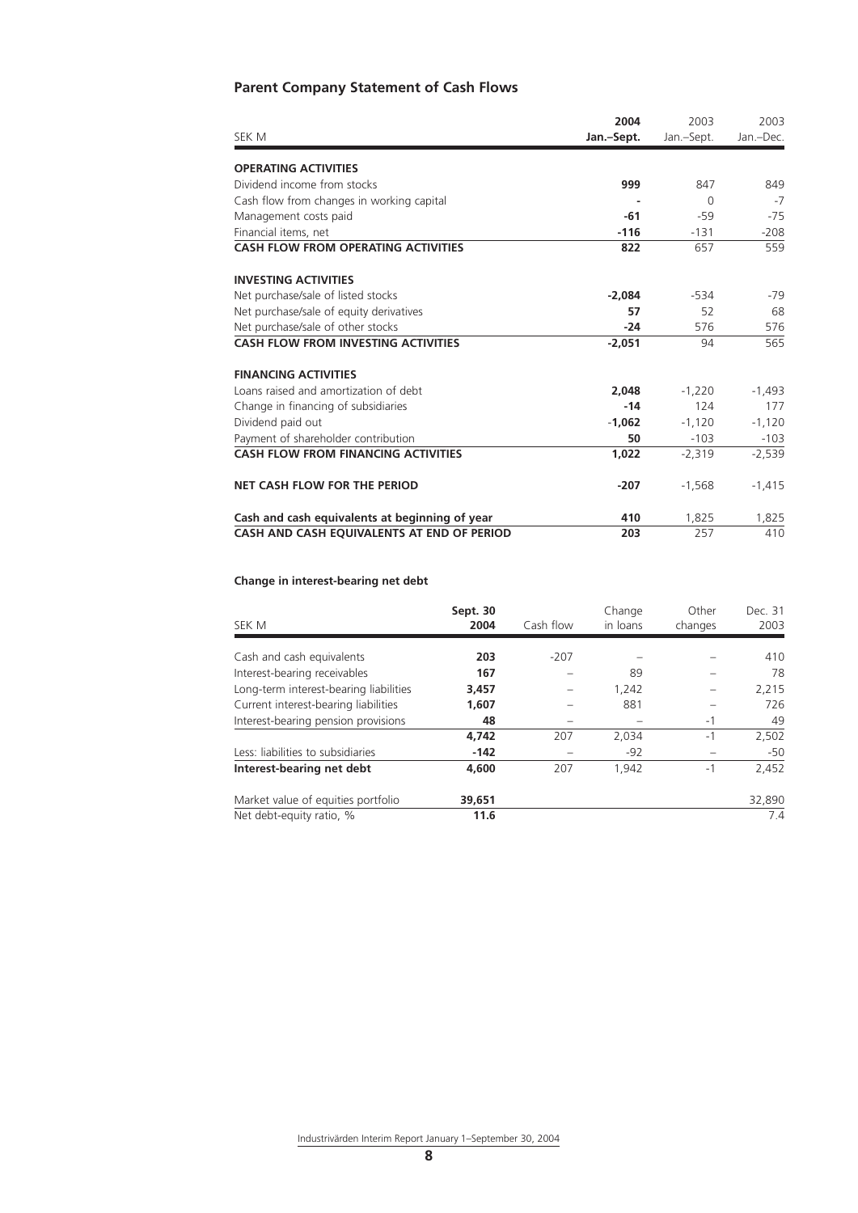## Parent Company Statement of Cash Flows

| SEK M | 2004 Jan.–Sept. | 2003 Jan.–Sept. | 2003 Jan.–Dec. |
|---|---|---|---|
| **OPERATING ACTIVITIES** | | | |
| Dividend income from stocks | **999** | 847 | 849 |
| Cash flow from changes in working capital | **-** | 0 | -7 |
| Management costs paid | **-61** | -59 | -75 |
| Financial items, net | **-116** | -131 | -208 |
| **CASH FLOW FROM OPERATING ACTIVITIES** | **822** | 657 | 559 |
| **INVESTING ACTIVITIES** | | | |
| Net purchase/sale of listed stocks | **-2,084** | -534 | -79 |
| Net purchase/sale of equity derivatives | **57** | 52 | 68 |
| Net purchase/sale of other stocks | **-24** | 576 | 576 |
| **CASH FLOW FROM INVESTING ACTIVITIES** | **-2,051** | 94 | 565 |
| **FINANCING ACTIVITIES** | | | |
| Loans raised and amortization of debt | **2,048** | -1,220 | -1,493 |
| Change in financing of subsidiaries | **-14** | 124 | 177 |
| Dividend paid out | **-1,062** | -1,120 | -1,120 |
| Payment of shareholder contribution | **50** | -103 | -103 |
| **CASH FLOW FROM FINANCING ACTIVITIES** | **1,022** | -2,319 | -2,539 |
| **NET CASH FLOW FOR THE PERIOD** | **-207** | -1,568 | -1,415 |
| **Cash and cash equivalents at beginning of year** | **410** | 1,825 | 1,825 |
| **CASH AND CASH EQUIVALENTS AT END OF PERIOD** | **203** | 257 | 410 |

### Change in interest-bearing net debt

| SEK M | Sept. 30 2004 | Cash flow | Change in loans | Other changes | Dec. 31 2003 |
|---|---|---|---|---|---|
| Cash and cash equivalents | **203** | -207 | – | – | 410 |
| Interest-bearing receivables | **167** | – | 89 | – | 78 |
| Long-term interest-bearing liabilities | **3,457** | – | 1,242 | – | 2,215 |
| Current interest-bearing liabilities | **1,607** | – | 881 | – | 726 |
| Interest-bearing pension provisions | **48** | – | – | -1 | 49 |
| | **4,742** | 207 | 2,034 | -1 | 2,502 |
| Less: liabilities to subsidiaries | **-142** | – | -92 | – | -50 |
| **Interest-bearing net debt** | **4,600** | 207 | 1,942 | -1 | 2,452 |
| Market value of equities portfolio | **39,651** | | | | 32,890 |
| Net debt-equity ratio, % | **11.6** | | | | 7.4 |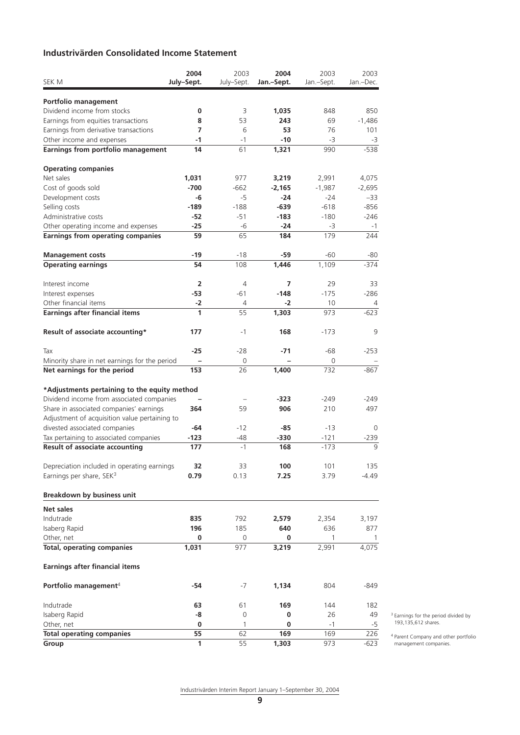## Industrivärden Consolidated Income Statement

| SEK M | 2004 July–Sept. | 2003 July–Sept. | 2004 Jan.–Sept. | 2003 Jan.–Sept. | 2003 Jan.–Dec. |
|---|---|---|---|---|---|
| **Portfolio management** | | | | | |
| Dividend income from stocks | **0** | 3 | **1,035** | 848 | 850 |
| Earnings from equities transactions | **8** | 53 | **243** | 69 | -1,486 |
| Earnings from derivative transactions | **7** | 6 | **53** | 76 | 101 |
| Other income and expenses | **-1** | -1 | **-10** | -3 | -3 |
| **Earnings from portfolio management** | **14** | 61 | **1,321** | 990 | -538 |
| **Operating companies** | | | | | |
| Net sales | **1,031** | 977 | **3,219** | 2,991 | 4,075 |
| Cost of goods sold | **-700** | -662 | **-2,165** | -1,987 | -2,695 |
| Development costs | **-6** | -5 | **-24** | -24 | –33 |
| Selling costs | **-189** | -188 | **-639** | -618 | -856 |
| Administrative costs | **-52** | -51 | **-183** | -180 | -246 |
| Other operating income and expenses | **-25** | -6 | **-24** | -3 | -1 |
| **Earnings from operating companies** | **59** | 65 | **184** | 179 | 244 |
| **Management costs** | **-19** | -18 | **-59** | -60 | -80 |
| **Operating earnings** | **54** | 108 | **1,446** | 1,109 | -374 |
| Interest income | **2** | 4 | **7** | 29 | 33 |
| Interest expenses | **-53** | -61 | **-148** | -175 | -286 |
| Other financial items | **-2** | 4 | **-2** | 10 | 4 |
| **Earnings after financial items** | **1** | 55 | **1,303** | 973 | -623 |
| **Result of associate accounting*** | **177** | -1 | **168** | -173 | 9 |
| Tax | **-25** | -28 | **-71** | -68 | -253 |
| Minority share in net earnings for the period | **–** | 0 | **–** | 0 | – |
| **Net earnings for the period** | **153** | 26 | **1,400** | 732 | -867 |
| ***Adjustments pertaining to the equity method** | | | | | |
| Dividend income from associated companies | **–** | – | **-323** | -249 | -249 |
| Share in associated companies' earnings | **364** | 59 | **906** | 210 | 497 |
| Adjustment of acquisition value pertaining to divested associated companies | **-64** | -12 | **-85** | -13 | 0 |
| Tax pertaining to associated companies | **-123** | -48 | **-330** | -121 | -239 |
| **Result of associate accounting** | **177** | -1 | **168** | -173 | 9 |
| Depreciation included in operating earnings | **32** | 33 | **100** | 101 | 135 |
| Earnings per share, SEK[3] | **0.79** | 0.13 | **7.25** | 3.79 | -4.49 |
| **Breakdown by business unit** | | | | | |
| **Net sales** | | | | | |
| Indutrade | **835** | 792 | **2,579** | 2,354 | 3,197 |
| Isaberg Rapid | **196** | 185 | **640** | 636 | 877 |
| Other, net | **0** | 0 | **0** | 1 | 1 |
| **Total, operating companies** | **1,031** | 977 | **3,219** | 2,991 | 4,075 |
| **Earnings after financial items** | | | | | |
| **Portfolio management**[4] | **-54** | -7 | **1,134** | 804 | -849 |
| Indutrade | **63** | 61 | **169** | 144 | 182 |
| Isaberg Rapid | **-8** | 0 | **0** | 26 | 49 |
| Other, net | **0** | 1 | **0** | -1 | -5 |
| **Total operating companies** | **55** | 62 | **169** | 169 | 226 |
| **Group** | **1** | 55 | **1,303** | 973 | -623 |

[3] Earnings for the period divided by 193,135,612 shares.

[4] Parent Company and other portfolio management companies.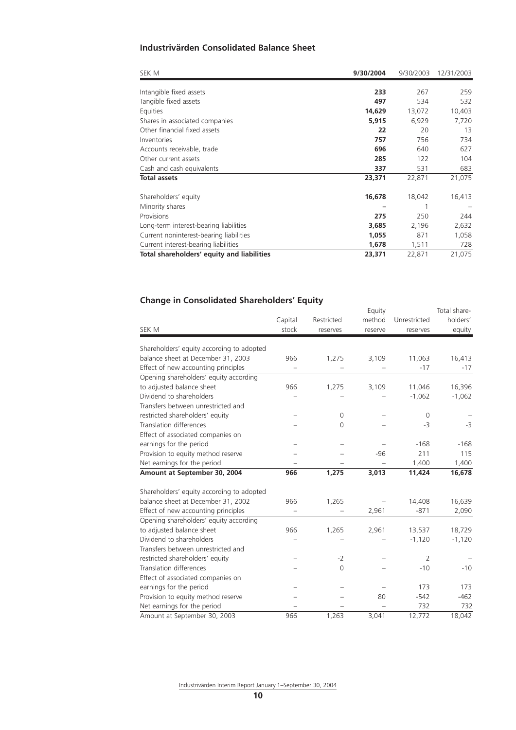## Industrivärden Consolidated Balance Sheet

| SEK M | **9/30/2004** | 9/30/2003 | 12/31/2003 |
|---|---|---|---|
| Intangible fixed assets | **233** | 267 | 259 |
| Tangible fixed assets | **497** | 534 | 532 |
| Equities | **14,629** | 13,072 | 10,403 |
| Shares in associated companies | **5,915** | 6,929 | 7,720 |
| Other financial fixed assets | **22** | 20 | 13 |
| Inventories | **757** | 756 | 734 |
| Accounts receivable, trade | **696** | 640 | 627 |
| Other current assets | **285** | 122 | 104 |
| Cash and cash equivalents | **337** | 531 | 683 |
| **Total assets** | **23,371** | 22,871 | 21,075 |
| Shareholders' equity | **16,678** | 18,042 | 16,413 |
| Minority shares | **–** | 1 | – |
| Provisions | **275** | 250 | 244 |
| Long-term interest-bearing liabilities | **3,685** | 2,196 | 2,632 |
| Current noninterest-bearing liabilities | **1,055** | 871 | 1,058 |
| Current interest-bearing liabilities | **1,678** | 1,511 | 728 |
| **Total shareholders' equity and liabilities** | **23,371** | 22,871 | 21,075 |

## Change in Consolidated Shareholders' Equity

| SEK M | Capital stock | Restricted reserves | Equity method reserve | Unrestricted reserves | Total shareholders' equity |
|---|---|---|---|---|---|
| Shareholders' equity according to adopted balance sheet at December 31, 2003 | 966 | 1,275 | 3,109 | 11,063 | 16,413 |
| Effect of new accounting principles | – | – | – | -17 | -17 |
| Opening shareholders' equity according to adjusted balance sheet | 966 | 1,275 | 3,109 | 11,046 | 16,396 |
| Dividend to shareholders | – | – | – | -1,062 | -1,062 |
| Transfers between unrestricted and restricted shareholders' equity | – | 0 | – | 0 | – |
| Translation differences | – | 0 | – | -3 | -3 |
| Effect of associated companies on earnings for the period | – | – | – | -168 | -168 |
| Provision to equity method reserve | – | – | -96 | 211 | 115 |
| Net earnings for the period | – | – | – | 1,400 | 1,400 |
| **Amount at September 30, 2004** | **966** | **1,275** | **3,013** | **11,424** | **16,678** |
| Shareholders' equity according to adopted balance sheet at December 31, 2002 | 966 | 1,265 | – | 14,408 | 16,639 |
| Effect of new accounting principles | – | – | 2,961 | -871 | 2,090 |
| Opening shareholders' equity according to adjusted balance sheet | 966 | 1,265 | 2,961 | 13,537 | 18,729 |
| Dividend to shareholders | – | – | – | -1,120 | -1,120 |
| Transfers between unrestricted and restricted shareholders' equity | – | -2 | – | 2 | – |
| Translation differences | – | 0 | – | -10 | -10 |
| Effect of associated companies on earnings for the period | – | – | – | 173 | 173 |
| Provision to equity method reserve | – | – | 80 | -542 | -462 |
| Net earnings for the period | – | – | – | 732 | 732 |
| Amount at September 30, 2003 | 966 | 1,263 | 3,041 | 12,772 | 18,042 |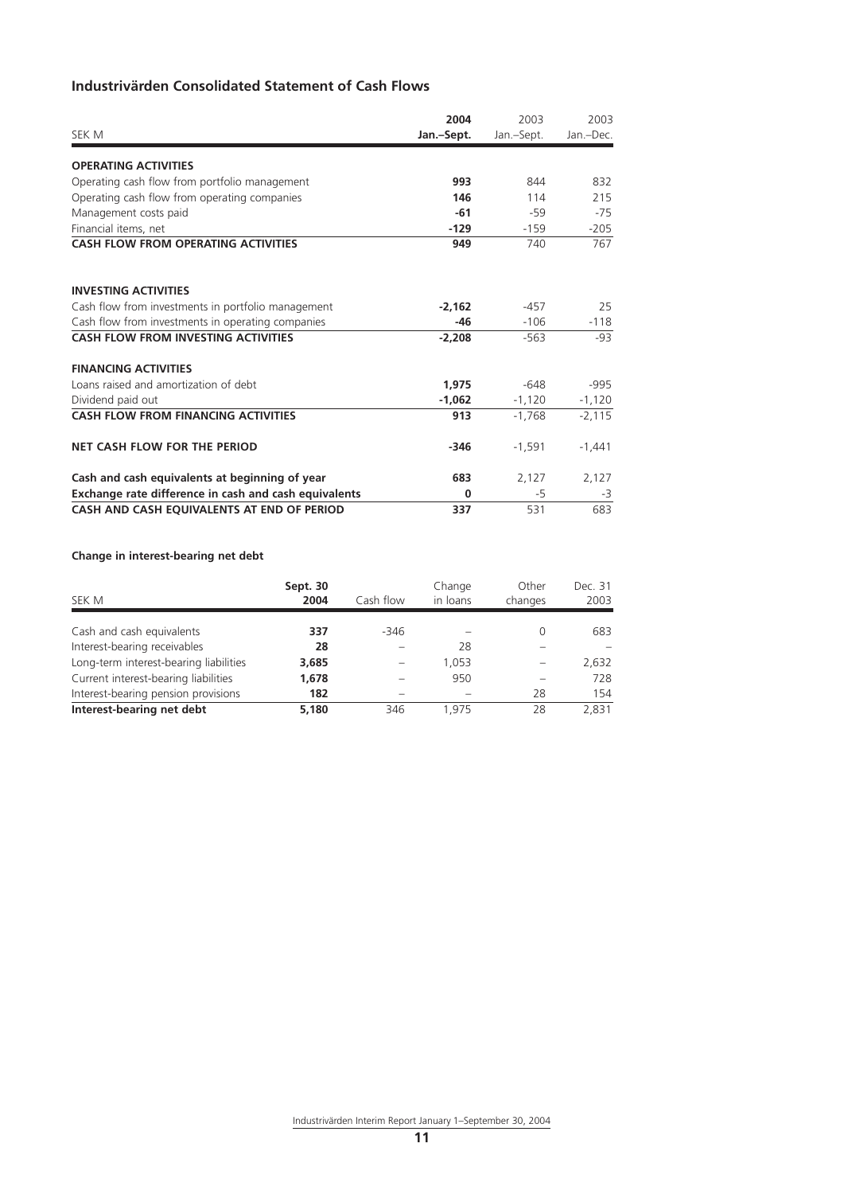## Industrivärden Consolidated Statement of Cash Flows

| SEK M | 2004 Jan.–Sept. | 2003 Jan.–Sept. | 2003 Jan.–Dec. |
|---|---|---|---|
| **OPERATING ACTIVITIES** | | | |
| Operating cash flow from portfolio management | **993** | 844 | 832 |
| Operating cash flow from operating companies | **146** | 114 | 215 |
| Management costs paid | **-61** | -59 | -75 |
| Financial items, net | **-129** | -159 | -205 |
| **CASH FLOW FROM OPERATING ACTIVITIES** | **949** | 740 | 767 |
| | | | |
| **INVESTING ACTIVITIES** | | | |
| Cash flow from investments in portfolio management | **-2,162** | -457 | 25 |
| Cash flow from investments in operating companies | **-46** | -106 | -118 |
| **CASH FLOW FROM INVESTING ACTIVITIES** | **-2,208** | -563 | -93 |
| | | | |
| **FINANCING ACTIVITIES** | | | |
| Loans raised and amortization of debt | **1,975** | -648 | -995 |
| Dividend paid out | **-1,062** | -1,120 | -1,120 |
| **CASH FLOW FROM FINANCING ACTIVITIES** | **913** | -1,768 | -2,115 |
| | | | |
| **NET CASH FLOW FOR THE PERIOD** | **-346** | -1,591 | -1,441 |
| | | | |
| **Cash and cash equivalents at beginning of year** | **683** | 2,127 | 2,127 |
| **Exchange rate difference in cash and cash equivalents** | **0** | -5 | -3 |
| **CASH AND CASH EQUIVALENTS AT END OF PERIOD** | **337** | 531 | 683 |

### Change in interest-bearing net debt

| SEK M | Sept. 30 2004 | Cash flow | Change in loans | Other changes | Dec. 31 2003 |
|---|---|---|---|---|---|
| Cash and cash equivalents | **337** | -346 | – | 0 | 683 |
| Interest-bearing receivables | **28** | – | 28 | – | – |
| Long-term interest-bearing liabilities | **3,685** | – | 1,053 | – | 2,632 |
| Current interest-bearing liabilities | **1,678** | – | 950 | – | 728 |
| Interest-bearing pension provisions | **182** | – | – | 28 | 154 |
| **Interest-bearing net debt** | **5,180** | 346 | 1,975 | 28 | 2,831 |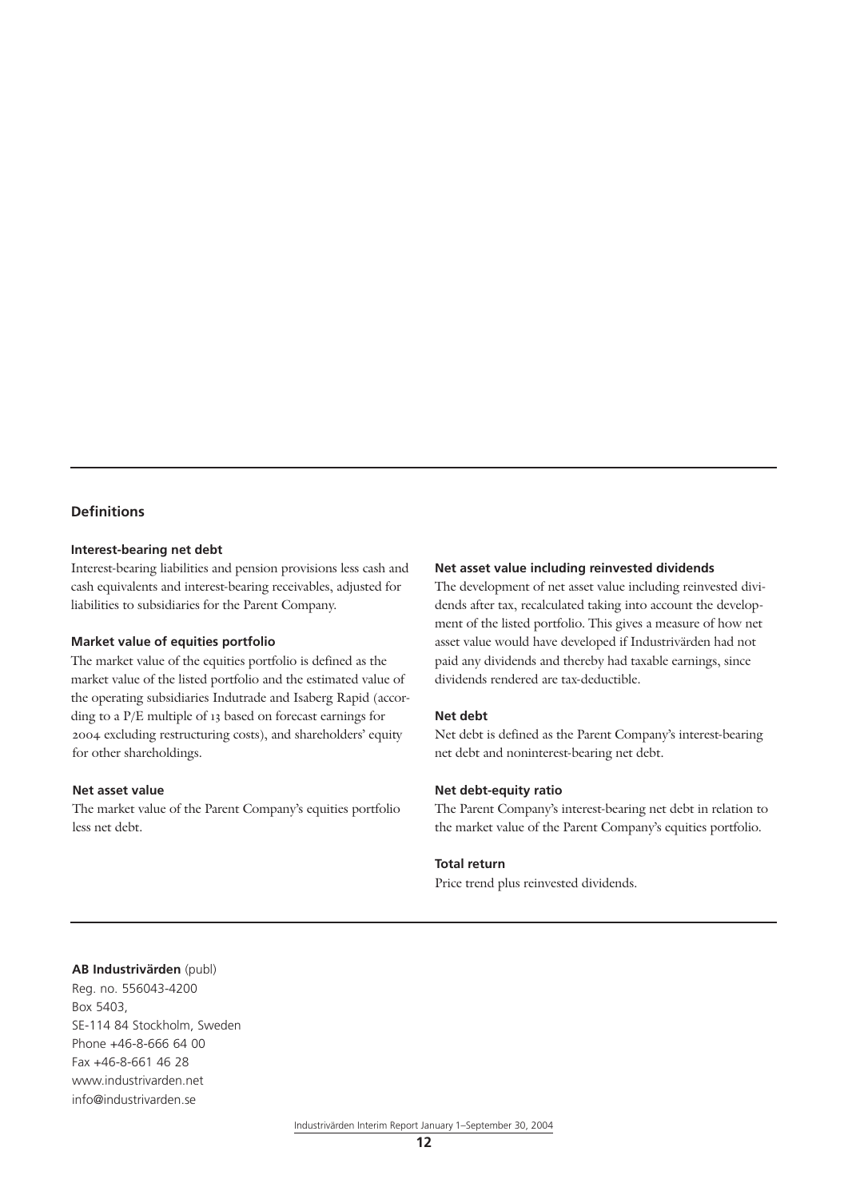## Definitions

**Interest-bearing net debt**

Interest-bearing liabilities and pension provisions less cash and cash equivalents and interest-bearing receivables, adjusted for liabilities to subsidiaries for the Parent Company.

**Market value of equities portfolio**

The market value of the equities portfolio is defined as the market value of the listed portfolio and the estimated value of the operating subsidiaries Indutrade and Isaberg Rapid (according to a P/E multiple of 13 based on forecast earnings for 2004 excluding restructuring costs), and shareholders' equity for other shareholdings.

**Net asset value**

The market value of the Parent Company's equities portfolio less net debt.

**Net asset value including reinvested dividends**

The development of net asset value including reinvested dividends after tax, recalculated taking into account the development of the listed portfolio. This gives a measure of how net asset value would have developed if Industrivärden had not paid any dividends and thereby had taxable earnings, since dividends rendered are tax-deductible.

**Net debt**

Net debt is defined as the Parent Company's interest-bearing net debt and noninterest-bearing net debt.

**Net debt-equity ratio**

The Parent Company's interest-bearing net debt in relation to the market value of the Parent Company's equities portfolio.

**Total return**

Price trend plus reinvested dividends.

**AB Industrivärden** (publ)
Reg. no. 556043-4200
Box 5403,
SE-114 84 Stockholm, Sweden
Phone +46-8-666 64 00
Fax +46-8-661 46 28
www.industrivarden.net
info@industrivarden.se